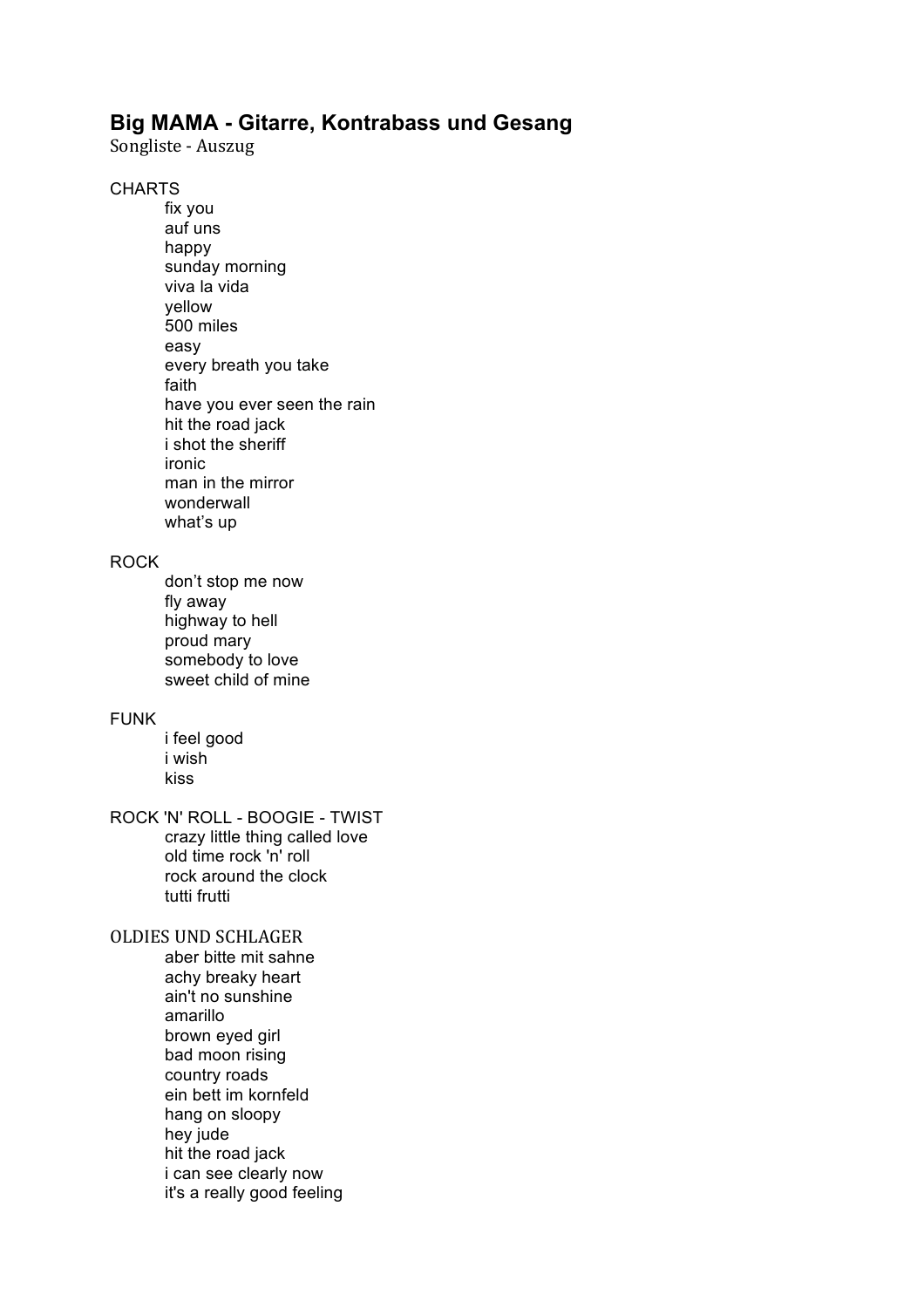# Big MAMA - Gitarre, Kontrabass und Gesang

Songliste - Auszug

CHARTS

- fix you
- auf uns
- happy
- sunday morning
- viva la vida
- yellow
- 500 miles
- easy
- every breath you take
- faith
- have you ever seen the rain
- hit the road jack
- i shot the sheriff
- ironic
- man in the mirror
- wonderwall
- what's up

ROCK

- don't stop me now
- fly away
- highway to hell
- proud mary
- somebody to love
- sweet child of mine

FUNK

- i feel good
- i wish
- kiss

ROCK 'N' ROLL - BOOGIE - TWIST

- crazy little thing called love
- old time rock 'n' roll
- rock around the clock
- tutti frutti

OLDIES UND SCHLAGER

- aber bitte mit sahne
- achy breaky heart
- ain't no sunshine
- amarillo
- brown eyed girl
- bad moon rising
- country roads
- ein bett im kornfeld
- hang on sloopy
- hey jude
- hit the road jack
- i can see clearly now
- it's a really good feeling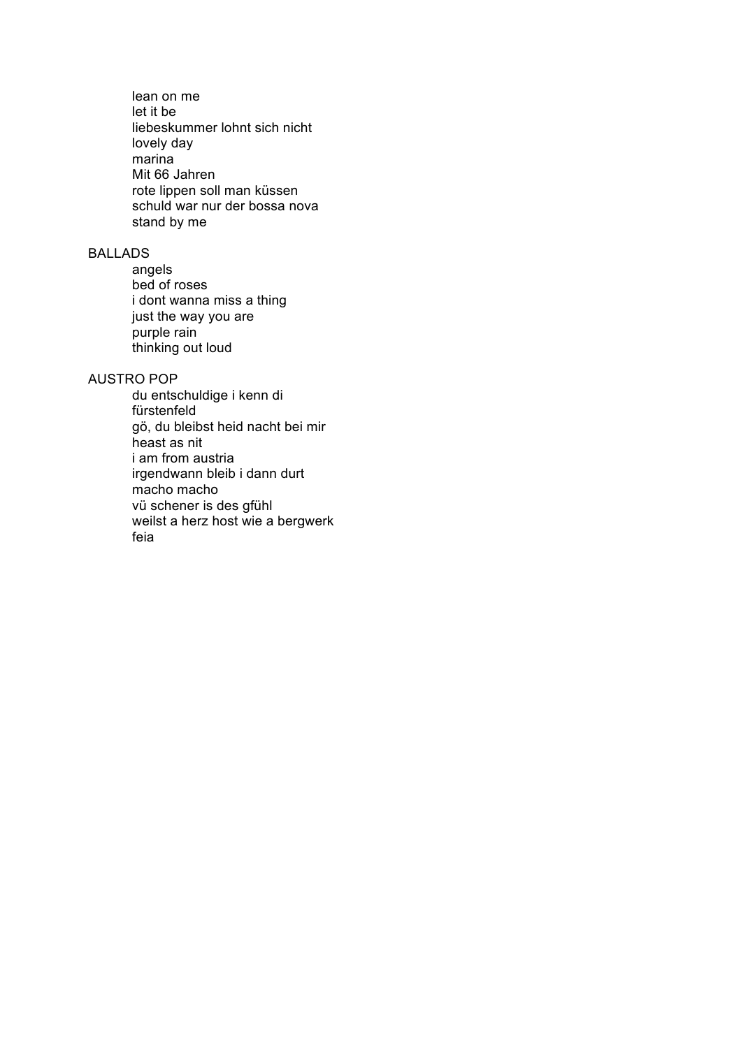- lean on me
- let it be
- liebeskummer lohnt sich nicht
- lovely day
- marina
- Mit 66 Jahren
- rote lippen soll man küssen
- schuld war nur der bossa nova
- stand by me

BALLADS

- angels
- bed of roses
- i dont wanna miss a thing
- just the way you are
- purple rain
- thinking out loud

AUSTRO POP

- du entschuldige i kenn di
- fürstenfeld
- gö, du bleibst heid nacht bei mir
- heast as nit
- i am from austria
- irgendwann bleib i dann durt
- macho macho
- vü schener is des gfühl
- weilst a herz host wie a bergwerk
- feia